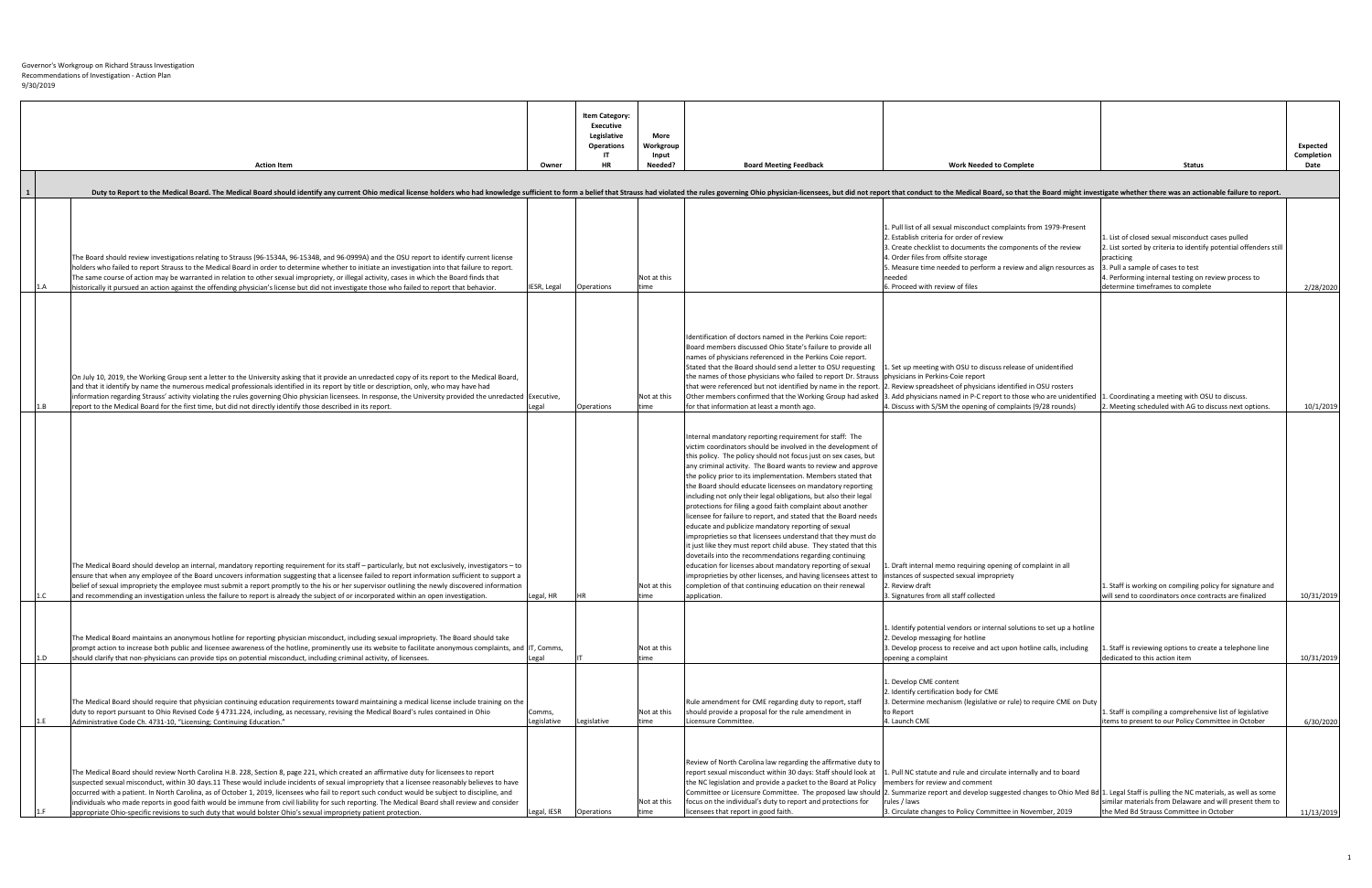Governor's Workgroup on Richard Strauss Investigation
Recommendations of Investigation - Action Plan
9/30/2019

| | | Action Item | Owner | Item Category: Executive Legislative Operations IT HR | More Workgroup Input Needed? | Board Meeting Feedback | Work Needed to Complete | Status | Expected Completion Date |
|---|---|---|---|---|---|---|---|---|---|
| 1 | | Duty to Report to the Medical Board. The Medical Board should identify any current Ohio medical license holders who had knowledge sufficient to form a belief that Strauss had violated the rules governing Ohio physician-licensees, but did not report that conduct to the Medical Board, so that the Board might investigate whether there was an actionable failure to report. | | | | | | | |
| | 1.A | The Board should review investigations relating to Strauss (96-1534A, 96-1534B, and 96-0999A) and the OSU report to identify current license holders who failed to report Strauss to the Medical Board in order to determine whether to initiate an investigation into that failure to report. The same course of action may be warranted in relation to other sexual impropriety, or illegal activity, cases in which the Board finds that historically it pursued an action against the offending physician's license but did not investigate those who failed to report that behavior. | IESR, Legal | Operations | Not at this time | | 1. Pull list of all sexual misconduct complaints from 1979-Present<br>2. Establish criteria for order of review<br>3. Create checklist to documents the components of the review<br>4. Order files from offsite storage<br>5. Measure time needed to perform a review and align resources as needed<br>6. Proceed with review of files | 1. List of closed sexual misconduct cases pulled<br>2. List sorted by criteria to identify potential offenders still practicing<br>3. Pull a sample of cases to test<br>4. Performing internal testing on review process to determine timeframes to complete | 2/28/2020 |
| | 1.B | On July 10, 2019, the Working Group sent a letter to the University asking that it provide an unredacted copy of its report to the Medical Board, and that it identify by name the numerous medical professionals identified in its report by title or description, only, who may have had information regarding Strauss' activity violating the rules governing Ohio physician licensees. In response, the University provided the unredacted report to the Medical Board for the first time, but did not directly identify those described in its report. | Executive, Legal | Operations | Not at this time | Identification of doctors named in the Perkins Coie report: Board members discussed Ohio State's failure to provide all names of physicians referenced in the Perkins Coie report. Stated that the Board should send a letter to OSU requesting the names of those physicians who failed to report Dr. Strauss that were referenced but not identified by name in the report. Other members confirmed that the Working Group had asked for that information at least a month ago. | 1. Set up meeting with OSU to discuss release of unidentified physicians in Perkins-Coie report<br>2. Review spreadsheet of physicians identified in OSU rosters<br>3. Add physicians named in P-C report to those who are unidentified<br>4. Discuss with S/SM the opening of complaints (9/28 rounds) | 1. Coordinating a meeting with OSU to discuss.<br>2. Meeting scheduled with AG to discuss next options. | 10/1/2019 |
| | 1.C | The Medical Board should develop an internal, mandatory reporting requirement for its staff – particularly, but not exclusively, investigators – to ensure that when any employee of the Board uncovers information suggesting that a licensee failed to report information sufficient to support a belief of sexual impropriety the employee must submit a report promptly to the his or her supervisor outlining the newly discovered information and recommending an investigation unless the failure to report is already the subject of or incorporated within an open investigation. | Legal, HR | HR | Not at this time | Internal mandatory reporting requirement for staff: The victim coordinators should be involved in the development of this policy. The policy should not focus just on sex cases, but any criminal activity. The Board wants to review and approve the policy prior to its implementation. Members stated that the Board should educate licensees on mandatory reporting including not only their legal obligations, but also their legal protections for filing a good faith complaint about another licensee for failure to report, and stated that the Board needs educate and publicize mandatory reporting of sexual improprieties so that licensees understand that they must do it just like they must report child abuse. They stated that this dovetails into the recommendations regarding continuing education for licenses about mandatory reporting of sexual improprieties by other licenses, and having licensees attest to completion of that continuing education on their renewal application. | 1. Draft internal memo requiring opening of complaint in all instances of suspected sexual impropriety<br>2. Review draft<br>3. Signatures from all staff collected | 1. Staff is working on compiling policy for signature and will send to coordinators once contracts are finalized | 10/31/2019 |
| | 1.D | The Medical Board maintains an anonymous hotline for reporting physician misconduct, including sexual impropriety. The Board should take prompt action to increase both public and licensee awareness of the hotline, prominently use its website to facilitate anonymous complaints, and should clarify that non-physicians can provide tips on potential misconduct, including criminal activity, of licensees. | IT, Comms, Legal | IT | Not at this time | | 1. Identify potential vendors or internal solutions to set up a hotline<br>2. Develop messaging for hotline<br>3. Develop process to receive and act upon hotline calls, including opening a complaint | 1. Staff is reviewing options to create a telephone line dedicated to this action item | 10/31/2019 |
| | 1.E | The Medical Board should require that physician continuing education requirements toward maintaining a medical license include training on the duty to report pursuant to Ohio Revised Code § 4731.224, including, as necessary, revising the Medical Board's rules contained in Ohio Administrative Code Ch. 4731-10, "Licensing; Continuing Education." | Comms, Legislative | Legislative | Not at this time | Rule amendment for CME regarding duty to report, staff should provide a proposal for the rule amendment in Licensure Committee. | 1. Develop CME content<br>2. Identify certification body for CME<br>3. Determine mechanism (legislative or rule) to require CME on Duty to Report<br>4. Launch CME | 1. Staff is compiling a comprehensive list of legislative items to present to our Policy Committee in October | 6/30/2020 |
| | 1.F | The Medical Board should review North Carolina H.B. 228, Section 8, page 221, which created an affirmative duty for licensees to report suspected sexual misconduct, within 30 days.11 These would include incidents of sexual impropriety that a licensee reasonably believes to have occurred with a patient. In North Carolina, as of October 1, 2019, licensees who fail to report such conduct would be subject to discipline, and individuals who made reports in good faith would be immune from civil liability for such reporting. The Medical Board shall review and consider appropriate Ohio-specific revisions to such duty that would bolster Ohio's sexual impropriety patient protection. | Legal, IESR | Operations | Not at this time | Review of North Carolina law regarding the affirmative duty to report sexual misconduct within 30 days: Staff should look at the NC legislation and provide a packet to the Board at Policy Committee or Licensure Committee. The proposed law should focus on the individual's duty to report and protections for licensees that report in good faith. | 1. Pull NC statute and rule and circulate internally and to board members for review and comment<br>2. Summarize report and develop suggested changes to Ohio Med Bd rules / laws<br>3. Circulate changes to Policy Committee in November, 2019 | 1. Legal Staff is pulling the NC materials, as well as some similar materials from Delaware and will present them to the Med Bd Strauss Committee in October | 11/13/2019 |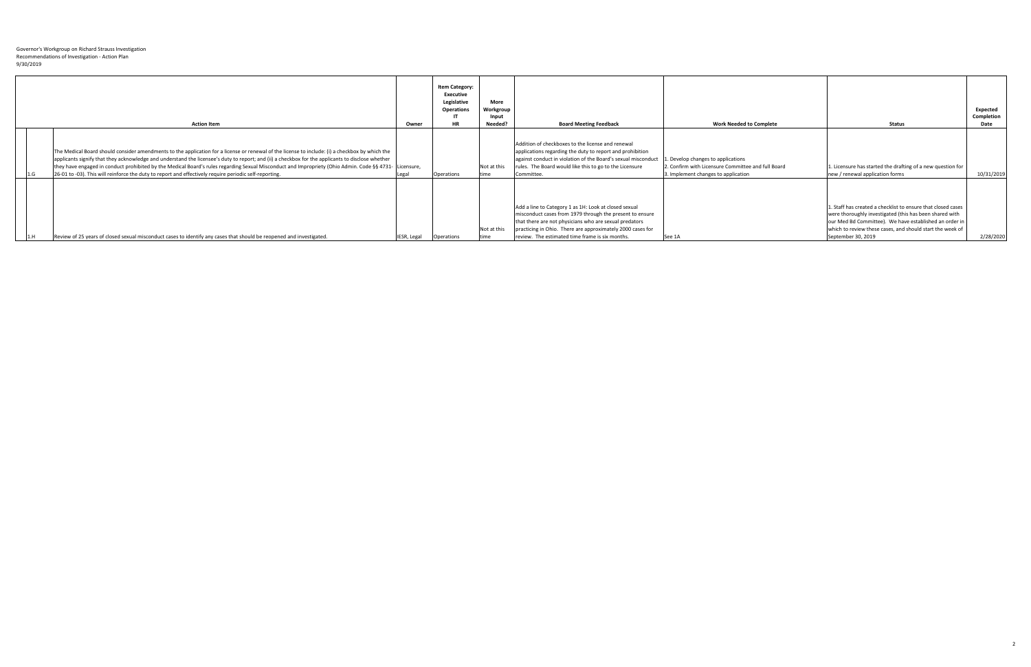Governor's Workgroup on Richard Strauss Investigation
Recommendations of Investigation - Action Plan
9/30/2019

| | Action Item | Owner | Item Category: Executive Legislative Operations IT HR | More Workgroup Input Needed? | Board Meeting Feedback | Work Needed to Complete | Status | Expected Completion Date |
|---|---|---|---|---|---|---|---|---|
| 1.G | The Medical Board should consider amendments to the application for a license or renewal of the license to include: (i) a checkbox by which the applicants signify that they acknowledge and understand the licensee's duty to report; and (ii) a checkbox for the applicants to disclose whether they have engaged in conduct prohibited by the Medical Board's rules regarding Sexual Misconduct and Impropriety (Ohio Admin. Code §§ 4731-26-01 to -03). This will reinforce the duty to report and effectively require periodic self-reporting. | Licensure, Legal | Operations | Not at this time | Addition of checkboxes to the license and renewal applications regarding the duty to report and prohibition against conduct in violation of the Board's sexual misconduct rules. The Board would like this to go to the Licensure Committee. | 1. Develop changes to applications<br>2. Confirm with Licensure Committee and full Board<br>3. Implement changes to application | 1. Licensure has started the drafting of a new question for new / renewal application forms | 10/31/2019 |
| 1.H | Review of 25 years of closed sexual misconduct cases to identify any cases that should be reopened and investigated. | IESR, Legal | Operations | Not at this time | Add a line to Category 1 as 1H: Look at closed sexual misconduct cases from 1979 through the present to ensure that there are not physicians who are sexual predators practicing in Ohio. There are approximately 2000 cases for review. The estimated time frame is six months. | See 1A | 1. Staff has created a checklist to ensure that closed cases were thoroughly investigated (this has been shared with our Med Bd Committee). We have established an order in which to review these cases, and should start the week of September 30, 2019 | 2/28/2020 |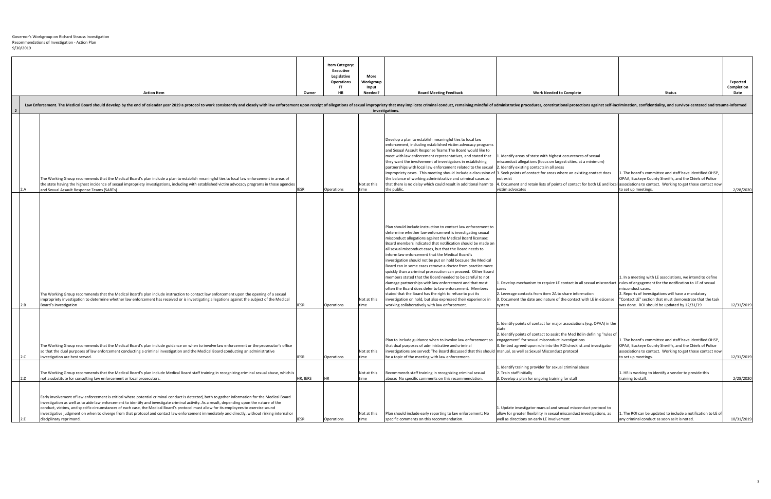Governor's Workgroup on Richard Strauss Investigation
Recommendations of Investigation - Action Plan
9/30/2019

| | Action Item | Owner | Item Category: Executive Legislative Operations IT HR | More Workgroup Input Needed? | Board Meeting Feedback | Work Needed to Complete | Status | Expected Completion Date |
|---|---|---|---|---|---|---|---|---|
| 2 | Law Enforcement. The Medical Board should develop by the end of calendar year 2019 a protocol to work consistently and closely with law enforcement upon receipt of allegations of sexual impropriety that may implicate criminal conduct, remaining mindful of administrative procedures, constitutional protections against self-incrimination, confidentiality, and survivor-centered and trauma-informed investigations. | | | | | | | |
| 2.A | The Working Group recommends that the Medical Board's plan include a plan to establish meaningful ties to local law enforcement in areas of the state having the highest incidence of sexual impropriety investigations, including with established victim advocacy programs in those agencies and Sexual Assault Response Teams (SARTs) | IESR | Operations | Not at this time | Develop a plan to establish meaningful ties to local law enforcement, including established victim advocacy programs and Sexual Assault Response Teams:The Board would like to meet with law enforcement representatives, and stated that they want the involvement of investigators in establishing partnerships with local law enforcement related to the sexual impropriety cases. This meeting should include a discussion of the balance of working administrative and criminal cases so that there is no delay which could result in additional harm to the public. | 1. Identify areas of state with highest occurrences of sexual misconduct allegations (focus on largest cities, at a minimum)<br>2. Identify existing contacts in all areas<br>3. Seek points of contact for areas where an existing contact does not exist<br>4. Document and retain lists of points of contact for both LE and local victim advocates | 1. The board's committee and staff have identified OHSP, OPAA, Buckeye County Sheriffs, and the Chiefs of Police associations to contact. Working to get those contact now to set up meetings. | 2/28/2020 |
| 2.B | The Working Group recommends that the Medical Board's plan include instruction to contact law enforcement upon the opening of a sexual impropriety investigation to determine whether law enforcement has received or is investigating allegations against the subject of the Medical Board's investigation | IESR | Operations | Not at this time | Plan should include instruction to contact law enforcement to determine whether law enforcement is investigating sexual misconduct allegations against the Medical Board licensee: Board members indicated that notification should be made on all sexual misconduct cases, but that the Board needs to inform law enforcement that the Medical Board's investigation should not be put on hold because the Medical Board can in some cases remove a doctor from practice more quickly than a criminal prosecution can proceed. Other Board members stated that the Board needed to be careful to not damage partnerships with law enforcement and that most often the Board does defer to law enforcement. Members stated that the Board has the right to refuse to put its investigation on hold, but also expressed their experience in working collaboratively with law enforcement. | 1. Develop mechanism to require LE contact in all sexual misconduct cases<br>2. Leverage contacts from item 2A to share information<br>3. Document the date and nature of the contact with LE in eLicense system | 1. In a meeting with LE associations, we intend to define rules of engagement for the notification to LE of sexual misconduct cases.<br>2. Reports of Investigations will have a mandatory "Contact LE" section that must demonstrate that the task was done. ROI should be updated by 12/31/19 | 12/31/2019 |
| 2.C | The Working Group recommends that the Medical Board's plan include guidance on when to involve law enforcement or the prosecutor's office so that the dual purposes of law enforcement conducting a criminal investigation and the Medical Board conducting an administrative investigation are best served. | IESR | Operations | Not at this time | Plan to include guidance when to involve law enforcement so that dual purposes of administrative and criminal investigations are served: The Board discussed that this should be a topic of the meeting with law enforcement. | 1. Identify points of contact for major associations (e.g. OPAA) in the state<br>2. Identify points of contact to assist the Med Bd in defining "rules of engagement" for sexual misconduct investigations<br>3. Embed agreed-upon rule into the ROI checklist and investigator manual, as well as Sexual Misconduct protocol | 1. The board's committee and staff have identified OHSP, OPAA, Buckeye County Sheriffs, and the Chiefs of Police associations to contact. Working to get those contact now to set up meetings. | 12/31/2019 |
| 2.D | The Working Group recommends that the Medical Board's plan include Medical Board staff training in recognizing criminal sexual abuse, which is not a substitute for consulting law enforcement or local prosecutors. | HR, IERS | HR | Not at this time | Recommends staff training in recognizing criminal sexual abuse: No specific comments on this recommendation. | 1. Identify training provider for sexual criminal abuse<br>2. Train staff initially<br>3. Develop a plan for ongoing training for staff | 1. HR is working to identify a vendor to provide this training to staff. | 2/28/2020 |
| 2.E | Early involvement of law enforcement is critical where potential criminal conduct is detected, both to gather information for the Medical Board investigation as well as to aide law enforcement to identify and investigate criminal activity. As a result, depending upon the nature of the conduct, victims, and specific circumstances of each case, the Medical Board's protocol must allow for its employees to exercise sound investigative judgment on when to diverge from that protocol and contact law enforcement immediately and directly, without risking internal or disciplinary reprimand. | IESR | Operations | Not at this time | Plan should include early reporting to law enforcement: No specific comments on this recommendation. | 1. Update investigator manual and sexual misconduct protocol to allow for greater flexibility in sexual misconduct investigations, as well as directions on early LE involvement | 1. The ROI can be updated to include a notification to LE of any criminal conduct as soon as it is noted. | 10/31/2019 |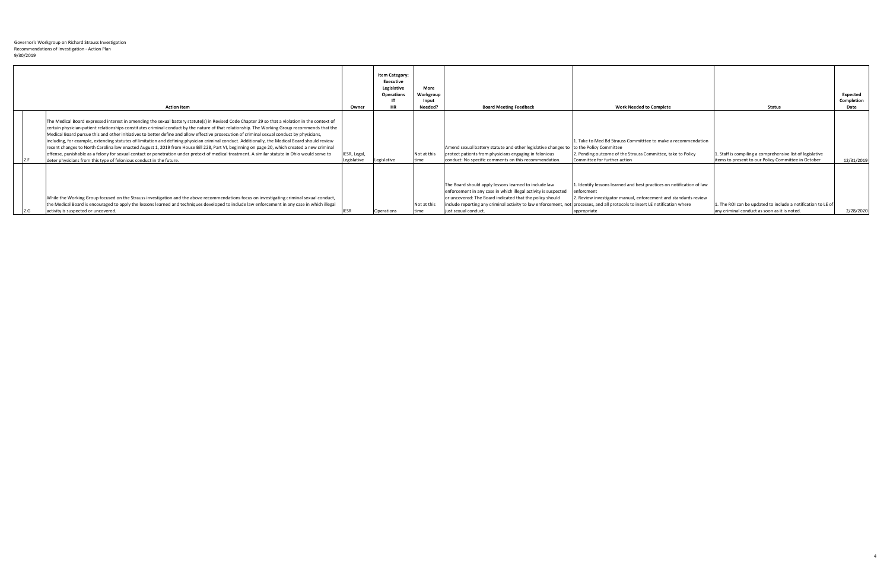Governor's Workgroup on Richard Strauss Investigation
Recommendations of Investigation - Action Plan
9/30/2019

| | Action Item | Owner | Item Category: Executive Legislative Operations IT HR | More Workgroup Input Needed? | Board Meeting Feedback | Work Needed to Complete | Status | Expected Completion Date |
|---|---|---|---|---|---|---|---|---|
| 2.F | The Medical Board expressed interest in amending the sexual battery statute(s) in Revised Code Chapter 29 so that a violation in the context of certain physician-patient relationships constitutes criminal conduct by the nature of that relationship. The Working Group recommends that the Medical Board pursue this and other initiatives to better define and allow effective prosecution of criminal sexual conduct by physicians, including, for example, extending statutes of limitation and defining physician criminal conduct. Additionally, the Medical Board should review recent changes to North Carolina law enacted August 1, 2019 from House Bill 228, Part VI, beginning on page 20, which created a new criminal offense, punishable as a felony for sexual contact or penetration under pretext of medical treatment. A similar statute in Ohio would serve to deter physicians from this type of felonious conduct in the future. | IESR, Legal, Legislative | Legislative | Not at this time | Amend sexual battery statute and other legislative changes to protect patients from physicians engaging in felonious conduct: No specific comments on this recommendation. | 1. Take to Med Bd Strauss Committtee to make a recommendation to the Policy Committee<br>2. Pending outcome of the Strauss Committee, take to Policy Committee for further action | 1. Staff is compiling a comprehensive list of legislative items to present to our Policy Committee in October | 12/31/2019 |
| 2.G | While the Working Group focused on the Strauss investigation and the above recommendations focus on investigating criminal sexual conduct, the Medical Board is encouraged to apply the lessons learned and techniques developed to include law enforcement in any case in which illegal activity is suspected or uncovered. | IESR | Operations | Not at this time | The Board should apply lessons learned to include law enforcement in any case in which illegal activity is suspected or uncovered: The Board indicated that the policy should include reporting any criminal activity to law enforcement, not just sexual conduct. | 1. Identify lessons learned and best practices on notification of law enforcment<br>2. Review investigator manual, enforcement and standards review processes, and all protocols to insert LE notification where appropriate | 1. The ROI can be updated to include a notification to LE of any criminal conduct as soon as it is noted. | 2/28/2020 |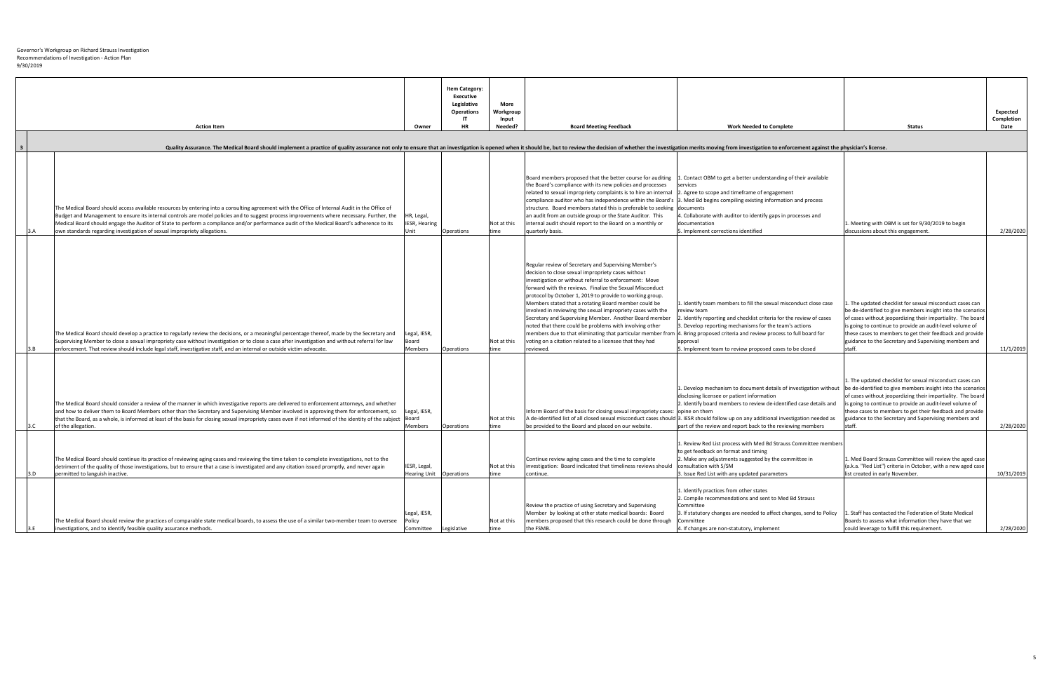Governor's Workgroup on Richard Strauss Investigation
Recommendations of Investigation - Action Plan
9/30/2019

| | | Action Item | Owner | Item Category: Executive Legislative Operations IT HR | More Workgroup Input Needed? | Board Meeting Feedback | Work Needed to Complete | Status | Expected Completion Date |
|---|---|---|---|---|---|---|---|---|---|
| 3 | | Quality Assurance. The Medical Board should implement a practice of quality assurance not only to ensure that an investigation is opened when it should be, but to review the decision of whether the investigation merits moving from investigation to enforcement against the physician's license. | | | | | | | |
| | 3.A | The Medical Board should access available resources by entering into a consulting agreement with the Office of Internal Audit in the Office of Budget and Management to ensure its internal controls are model policies and to suggest process improvements where necessary. Further, the Medical Board should engage the Auditor of State to perform a compliance and/or performance audit of the Medical Board's adherence to its own standards regarding investigation of sexual impropriety allegations. | HR, Legal, IESR, Hearing Unit | Operations | Not at this time | Board members proposed that the better course for auditing the Board's compliance with its new policies and processes related to sexual impropriety complaints is to hire an internal compliance auditor who has independence within the Board's structure. Board members stated this is preferable to seeking an audit from an outside group or the State Auditor. This internal audit should report to the Board on a monthly or quarterly basis. | 1. Contact OBM to get a better understanding of their available services<br>2. Agree to scope and timeframe of engagement<br>3. Med Bd begins compiling existing information and process documents<br>4. Collaborate with auditor to identify gaps in processes and documentation<br>5. Implement corrections identified | 1. Meeting with OBM is set for 9/30/2019 to begin discussions about this engagement. | 2/28/2020 |
| | 3.B | The Medical Board should develop a practice to regularly review the decisions, or a meaningful percentage thereof, made by the Secretary and Supervising Member to close a sexual impropriety case without investigation or to close a case after investigation and without referral for law enforcement. That review should include legal staff, investigative staff, and an internal or outside victim advocate. | Legal, IESR, Board Members | Operations | Not at this time | Regular review of Secretary and Supervising Member's decision to close sexual impropriety cases without investigation or without referral to enforcement: Move forward with the reviews. Finalize the Sexual Misconduct protocol by October 1, 2019 to provide to working group. Members stated that a rotating Board member could be involved in reviewing the sexual impropriety cases with the Secretary and Supervising Member. Another Board member noted that there could be problems with involving other members due to that eliminating that particular member from voting on a citation related to a licensee that they had reviewed. | 1. Identify team members to fill the sexual misconduct close case review team<br>2. Identify reporting and checklist criteria for the review of cases<br>3. Develop reporting mechanisms for the team's actions<br>4. Bring proposed criteria and review process to full board for approval<br>5. Implement team to review proposed cases to be closed | 1. The updated checklist for sexual misconduct cases can be de-identified to give members insight into the scenarios of cases without jeopardizing their impartiality. The board is going to continue to provide an audit-level volume of these cases to members to get their feedback and provide guidance to the Secretary and Supervising members and staff. | 11/1/2019 |
| | 3.C | The Medical Board should consider a review of the manner in which investigative reports are delivered to enforcement attorneys, and whether and how to deliver them to Board Members other than the Secretary and Supervising Member involved in approving them for enforcement, so that the Board, as a whole, is informed at least of the basis for closing sexual impropriety cases even if not informed of the identity of the subject of the allegation. | Legal, IESR, Board Members | Operations | Not at this time | Inform Board of the basis for closing sexual impropriety cases: A de-identified list of all closed sexual misconduct cases should be provided to the Board and placed on our website. | 1. Develop mechanism to document details of investigation without disclosing licensee or patient information<br>2. Identify board members to review de-identified case details and opine on them<br>3. IESR should follow up on any additional investigation needed as part of the review and report back to the reviewing members | 1. The updated checklist for sexual misconduct cases can be de-identified to give members insight into the scenarios of cases without jeopardizing their impartiality. The board is going to continue to provide an audit-level volume of these cases to members to get their feedback and provide guidance to the Secretary and Supervising members and staff. | 2/28/2020 |
| | 3.D | The Medical Board should continue its practice of reviewing aging cases and reviewing the time taken to complete investigations, not to the detriment of the quality of those investigations, but to ensure that a case is investigated and any citation issued promptly, and never again permitted to languish inactive. | IESR, Legal, Hearing Unit | Operations | Not at this time | Continue review aging cases and the time to complete investigation: Board indicated that timeliness reviews should continue. | 1. Review Red List process with Med Bd Strauss Committee members to get feedback on format and timing<br>2. Make any adjustments suggested by the committee in consultation with S/SM<br>3. Issue Red List with any updated parameters | 1. Med Board Strauss Committee will review the aged case (a.k.a. "Red List") criteria in October, with a new aged case list created in early November. | 10/31/2019 |
| | 3.E | The Medical Board should review the practices of comparable state medical boards, to assess the use of a similar two-member team to oversee investigations, and to identify feasible quality assurance methods. | Legal, IESR, Policy Committee | Legislative | Not at this time | Review the practice of using Secretary and Supervising Member by looking at other state medical boards: Board members proposed that this research could be done through the FSMB. | 1. Identify practices from other states<br>2. Compile recommendations and sent to Med Bd Strauss Committee<br>3. If statutory changes are needed to affect changes, send to Policy Committee<br>4. If changes are non-statutory, implement | 1. Staff has contacted the Federation of State Medical Boards to assess what information they have that we could leverage to fulfill this requirement. | 2/28/2020 |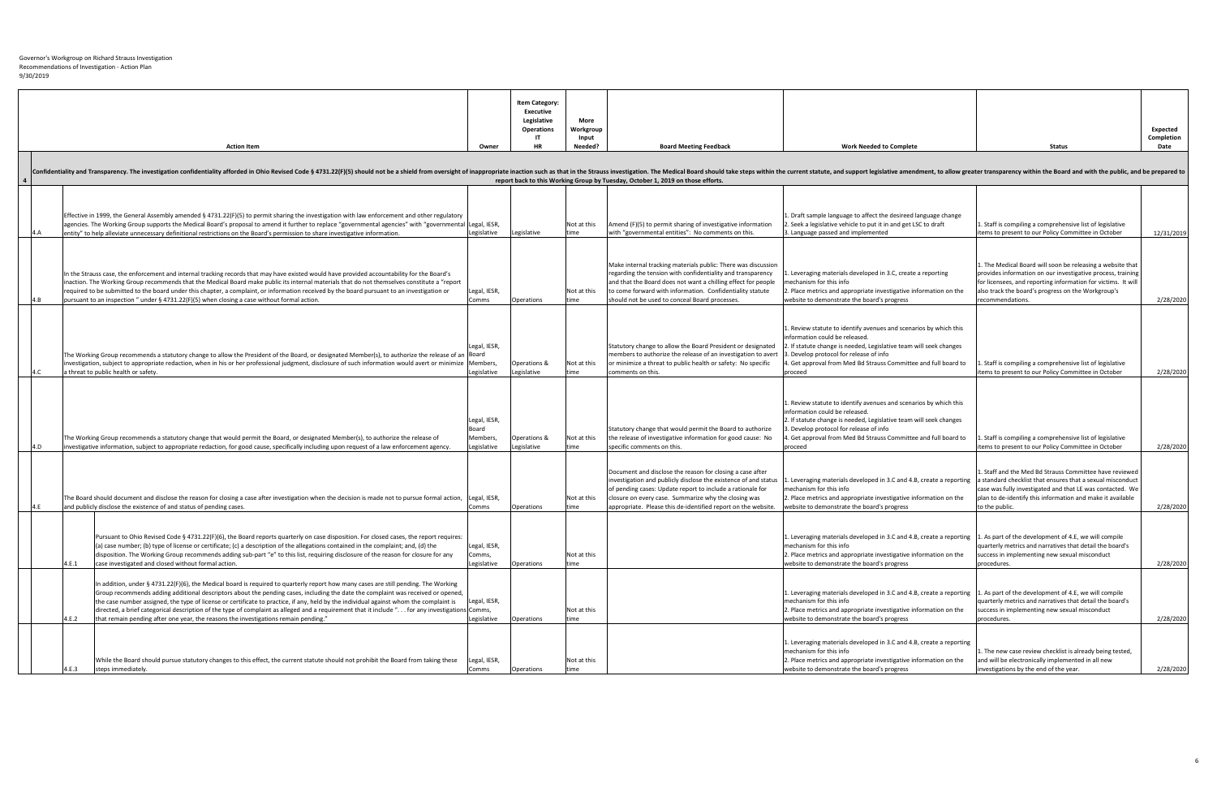Governor's Workgroup on Richard Strauss Investigation
Recommendations of Investigation - Action Plan
9/30/2019

| | | | Action Item | Owner | Item Category: Executive Legislative Operations IT HR | More Workgroup Input Needed? | Board Meeting Feedback | Work Needed to Complete | Status | Expected Completion Date |
|---|---|---|---|---|---|---|---|---|---|---|
| 4 | | | Confidentiality and Transparency. The investigation confidentiality afforded in Ohio Revised Code § 4731.22(F)(5) should not be a shield from oversight of inappropriate inaction such as that in the Strauss investigation. The Medical Board should take steps within the current statute, and support legislative amendment, to allow greater transparency within the Board and with the public, and be prepared to report back to this Working Group by Tuesday, October 1, 2019 on those efforts. | | | | | | | |
| | 4.A | | Effective in 1999, the General Assembly amended § 4731.22(F)(5) to permit sharing the investigation with law enforcement and other regulatory agencies. The Working Group supports the Medical Board's proposal to amend it further to replace "governmental agencies" with "governmental entity" to help alleviate unnecessary definitional restrictions on the Board's permission to share investigative information. | Legal, IESR, Legislative | Legislative | Not at this time | Amend (F)(5) to permit sharing of investigative information with "governmental entities": No comments on this. | 1. Draft sample language to affect the desireed language change<br>2. Seek a legislative vehicle to put it in and get LSC to draft<br>3. Language passed and implemented | 1. Staff is compiling a comprehensive list of legislative items to present to our Policy Committee in October | 12/31/2019 |
| | 4.B | | In the Strauss case, the enforcement and internal tracking records that may have existed would have provided accountability for the Board's inaction. The Working Group recommends that the Medical Board make public its internal materials that do not themselves constitute a "report required to be submitted to the board under this chapter, a complaint, or information received by the board pursuant to an investigation or pursuant to an inspection " under § 4731.22(F)(5) when closing a case without formal action. | Legal, IESR, Comms | Operations | Not at this time | Make internal tracking materials public: There was discussion regarding the tension with confidentiality and transparency and that the Board does not want a chilling effect for people to come forward with information. Confidentiality statute should not be used to conceal Board processes. | 1. Leveraging materials developed in 3.C, create a reporting mechanism for this info<br>2. Place metrics and appropriate investigative information on the website to demonstrate the board's progress | 1. The Medical Board will soon be releasing a website that provides information on our investigative process, training for licensees, and reporting information for victims. It will also track the board's progress on the Workgroup's recommendations. | 2/28/2020 |
| | 4.C | | The Working Group recommends a statutory change to allow the President of the Board, or designated Member(s), to authorize the release of an investigation, subject to appropriate redaction, when in his or her professional judgment, disclosure of such information would avert or minimize a threat to public health or safety. | Legal, IESR, Board Members, Legislative | Operations & Legislative | Not at this time | Statutory change to allow the Board President or designated members to authorize the release of an investigation to avert or minimize a threat to public health or safety: No specific comments on this. | 1. Review statute to identify avenues and scenarios by which this information could be released.<br>2. If statute change is needed, Legislative team will seek changes<br>3. Develop protocol for release of info<br>4. Get approval from Med Bd Strauss Committee and full board to proceed | 1. Staff is compiling a comprehensive list of legislative items to present to our Policy Committee in October | 2/28/2020 |
| | 4.D | | The Working Group recommends a statutory change that would permit the Board, or designated Member(s), to authorize the release of investigative information, subject to appropriate redaction, for good cause, specifically including upon request of a law enforcement agency. | Legal, IESR, Board Members, Legislative | Operations & Legislative | Not at this time | Statutory change that would permit the Board to authorize the release of investigative information for good cause: No specific comments on this. | 1. Review statute to identify avenues and scenarios by which this information could be released.<br>2. If statute change is needed, Legislative team will seek changes<br>3. Develop protocol for release of info<br>4. Get approval from Med Bd Strauss Committee and full board to proceed | 1. Staff is compiling a comprehensive list of legislative items to present to our Policy Committee in October | 2/28/2020 |
| | 4.E | | The Board should document and disclose the reason for closing a case after investigation when the decision is made not to pursue formal action, and publicly disclose the existence of and status of pending cases. | Legal, IESR, Comms | Operations | Not at this time | Document and disclose the reason for closing a case after investigation and publicly disclose the existence of and status of pending cases: Update report to include a rationale for closure on every case. Summarize why the closing was appropriate. Please this de-identified report on the website. | 1. Leveraging materials developed in 3.C and 4.B, create a reporting mechanism for this info<br>2. Place metrics and appropriate investigative information on the website to demonstrate the board's progress | 1. Staff and the Med Bd Strauss Committee have reviewed a standard checklist that ensures that a sexual misconduct case was fully investigated and that LE was contacted. We plan to de-identify this information and make it available to the public. | 2/28/2020 |
| | | 4.E.1 | Pursuant to Ohio Revised Code § 4731.22(F)(6), the Board reports quarterly on case disposition. For closed cases, the report requires: (a) case number; (b) type of license or certificate; (c) a description of the allegations contained in the complaint; and, (d) the disposition. The Working Group recommends adding sub-part "e" to this list, requiring disclosure of the reason for closure for any case investigated and closed without formal action. | Legal, IESR, Comms, Legislative | Operations | Not at this time | | 1. Leveraging materials developed in 3.C and 4.B, create a reporting mechanism for this info<br>2. Place metrics and appropriate investigative information on the website to demonstrate the board's progress | 1. As part of the development of 4.E, we will compile quarterly metrics and narratives that detail the board's success in implementing new sexual misconduct procedures. | 2/28/2020 |
| | | 4.E.2 | In addition, under § 4731.22(F)(6), the Medical board is required to quarterly report how many cases are still pending. The Working Group recommends adding additional descriptors about the pending cases, including the date the complaint was received or opened, the case number assigned, the type of license or certificate to practice, if any, held by the individual against whom the complaint is directed, a brief categorical description of the type of complaint as alleged and a requirement that it include ". . . for any investigations that remain pending after one year, the reasons the investigations remain pending." | Legal, IESR, Comms, Legislative | Operations | Not at this time | | 1. Leveraging materials developed in 3.C and 4.B, create a reporting mechanism for this info<br>2. Place metrics and appropriate investigative information on the website to demonstrate the board's progress | 1. As part of the development of 4.E, we will compile quarterly metrics and narratives that detail the board's success in implementing new sexual misconduct procedures. | 2/28/2020 |
| | | 4.E.3 | While the Board should pursue statutory changes to this effect, the current statute should not prohibit the Board from taking these steps immediately. | Legal, IESR, Comms | Operations | Not at this time | | 1. Leveraging materials developed in 3.C and 4.B, create a reporting mechanism for this info<br>2. Place metrics and appropriate investigative information on the website to demonstrate the board's progress | 1. The new case review checklist is already being tested, and will be electronically implemented in all new investigations by the end of the year. | 2/28/2020 |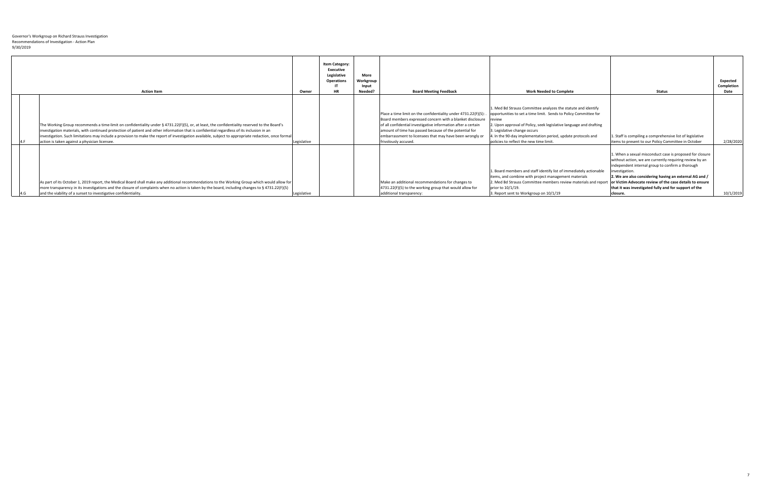Governor's Workgroup on Richard Strauss Investigation
Recommendations of Investigation - Action Plan
9/30/2019

| | Action Item | Owner | Item Category: Executive Legislative Operations IT HR | More Workgroup Input Needed? | Board Meeting Feedback | Work Needed to Complete | Status | Expected Completion Date |
|---|---|---|---|---|---|---|---|---|
| 4.F | The Working Group recommends a time-limit on confidentiality under § 4731.22(F)(5), or, at least, the confidentiality reserved to the Board's investigation materials, with continued protection of patient and other information that is confidential regardless of its inclusion in an investigation. Such limitations may include a provision to make the report of investigation available, subject to appropriate redaction, once formal action is taken against a physician licensee. | Legislative | | | Place a time limit on the confidentiality under 4731.22(F)(5): . Board members expressed concern with a blanket disclosure of all confidential investigative information after a certain amount of time has passed because of the potential for embarrassment to licensees that may have been wrongly or frivolously accused. | 1. Med Bd Strauss Committee analyzes the statute and identify opportunities to set a time limit. Sends to Policy Committee for review<br>2. Upon approval of Policy, seek legislative language and drafting<br>3. Legislative change occurs<br>4. In the 90-day implementation period, update protocols and policies to reflect the new time limit. | 1. Staff is compiling a comprehensive list of legislative items to present to our Policy Committee in October | 2/28/2020 |
| 4.G | As part of its October 1, 2019 report, the Medical Board shall make any additional recommendations to the Working Group which would allow for more transparency in its investigations and the closure of complaints when no action is taken by the board, including changes to § 4731.22(F)(5) and the viability of a sunset to investigative confidentiality. | Legislative | | | Make an additional recommendations for changes to 4731.22(F)(5) to the working group that would allow for additional transparency: | 1. Board members and staff identify list of immediately actionable items, and combine with project management materials<br>2. Med Bd Strauss Committee members review materials and report prior to 10/1/19.<br>3. Report sent to Workgroup on 10/1/19 | 1. When a sexual misconduct case is proposed for closure without action, we are currently requiring review by an independent internal group to confirm a thorough investigation.<br>**2. We are also considering having an external AG and / or Victim Advocate review of the case details to ensure that it was investigated fully and for support of the closure.** | 10/1/2019 |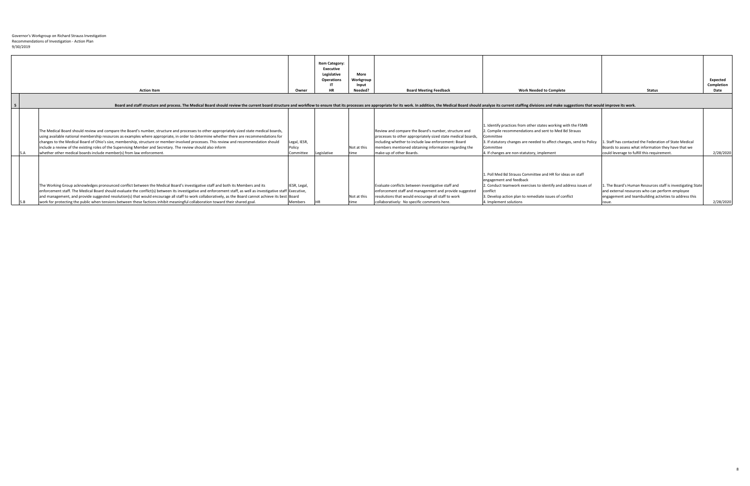Governor's Workgroup on Richard Strauss Investigation
Recommendations of Investigation - Action Plan
9/30/2019

| | Action Item | Owner | Item Category: Executive Legislative Operations IT HR | More Workgroup Input Needed? | Board Meeting Feedback | Work Needed to Complete | Status | Expected Completion Date |
|---|---|---|---|---|---|---|---|---|
| 5 | Board and staff structure and process. The Medical Board should review the current board structure and workflow to ensure that its processes are appropriate for its work. In addition, the Medical Board should analyze its current staffing divisions and make suggestions that would improve its work. | | | | | | | |
| 5.A | The Medical Board should review and compare the Board's number, structure and processes to other appropriately sized state medical boards, using available national membership resources as examples where appropriate, in order to determine whether there are recommendations for changes to the Medical Board of Ohio's size, membership, structure or member-involved processes. This review and recommendation should include a review of the existing roles of the Supervising Member and Secretary. The review should also inform whether other medical boards include member(s) from law enforcement. | Legal, IESR, Policy Committee | Legislative | Not at this time | Review and compare the Board's number, structure and processes to other appropriately sized state medical boards, including whether to include law enforcement: Board members mentioned obtaining information regarding the make-up of other Boards. | 1. Identify practices from other states working with the FSMB<br>2. Compile recommendations and sent to Med Bd Strauss Committee<br>3. If statutory changes are needed to affect changes, send to Policy Committee<br>4. If changes are non-statutory, implement | 1. Staff has contacted the Federation of State Medical Boards to assess what information they have that we could leverage to fulfill this requirement. | 2/28/2020 |
| 5.B | The Working Group acknowledges pronounced conflict between the Medical Board's investigative staff and both its Members and its enforcement staff. The Medical Board should evaluate the conflict(s) between its investigative and enforcement staff, as well as investigative staff and management, and provide suggested resolution(s) that would encourage all staff to work collaboratively, as the Board cannot achieve its best work for protecting the public when tensions between these factions inhibit meaningful collaboration toward their shared goal. | IESR, Legal, Executive, Board Members | HR | Not at this time | Evaluate conflicts between investigative staff and enforcement staff and management and provide suggested resolutions that would encourage all staff to work collaboratively: No specific comments here. | 1. Poll Med Bd Strauss Committee and HR for ideas on staff engagement and feedback<br>2. Conduct teamwork exercises to identify and address issues of conflict<br>3. Develop action plan to remediate issues of conflict<br>4. Implement solutions | 1. The Board's Human Resources staff is investigating State and external resources who can perform employee engagement and teambuilding activities to address this issue. | 2/28/2020 |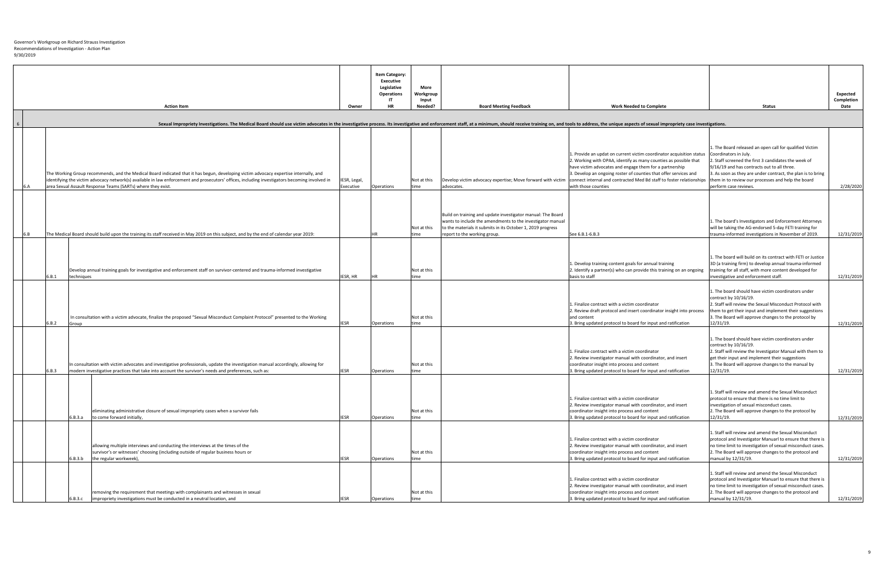Governor's Workgroup on Richard Strauss Investigation
Recommendations of Investigation - Action Plan
9/30/2019

| | | | | Action Item | Owner | Item Category: Executive Legislative Operations IT HR | More Workgroup Input Needed? | Board Meeting Feedback | Work Needed to Complete | Status | Expected Completion Date |
|---|---|---|---|---|---|---|---|---|---|---|---|
| 6 | | | | **Sexual Impropriety Investigations. The Medical Board should use victim advocates in the investigative process. Its investigative and enforcement staff, at a minimum, should receive training on, and tools to address, the unique aspects of sexual impropriety case investigations.** | | | | | | | |
| | 6.A | | | The Working Group recommends, and the Medical Board indicated that it has begun, developing victim advocacy expertise internally, and identifying the victim advocacy network(s) available in law enforcement and prosecutors' offices, including investigators becoming involved in area Sexual Assault Response Teams (SARTs) where they exist. | IESR, Legal, Executive | Operations | Not at this time | Develop victim advocacy expertise; Move forward with victim advocates. | 1. Provide an updat on current victim coordinator acquisition status 2. Working with OPAA, identify as many counties as possible that have victim advocates and engage them for a partnership 3. Develop an ongoing roster of counties that offer services and connect internal and contracted Med Bd staff to foster relationships with those counties | 1. The Board released an open call for qualified Victim Coordinators in July. 2. Staff screened the first 3 candidates the week of 9/16/19 and has contracts out to all three. 3. As soon as they are under contract, the plan is to bring them in to review our processes and help the board perform case reviews. | 2/28/2020 |
| | 6.B | | | The Medical Board should build upon the training its staff received in May 2019 on this subject, and by the end of calendar year 2019: | | HR | Not at this time | Build on training and update investigator manual: The Board wants to include the amendments to the investigator manual to the materials it submits in its October 1, 2019 progress report to the working group. | See 6.B.1-6.B.3 | 1. The board's Investigators and Enforcement Attorneys will be taking the AG-endorsed 5-day FETI training for trauma-informed investigations in November of 2019. | 12/31/2019 |
| | | 6.B.1 | | Develop annual training goals for investigative and enforcement staff on survivor-centered and trauma-informed investigative techniques | IESR, HR | HR | Not at this time | | 1. Develop training content goals for annual training 2. Identify a partner(s) who can provide this training on an ongoing basis to staff | 1. The board will build on its contract with FETI or Justice 3D (a training firm) to develop annual trauma-informed training for all staff, with more content developed for investigative and enforcement staff. | 12/31/2019 |
| | | 6.B.2 | | In consultation with a victim advocate, finalize the proposed "Sexual Misconduct Complaint Protocol" presented to the Working Group | IESR | Operations | Not at this time | | 1. Finalize contract with a victim coordinator 2. Review draft protocol and insert coordinator insight into process and content 3. Bring updated protocol to board for input and ratification | 1. The board should have victim coordinators under contract by 10/16/19. 2. Staff will review the Sexual Misconduct Protocol with them to get their input and implement their suggestions 3. The Board will approve changes to the protocol by 12/31/19. | 12/31/2019 |
| | | 6.B.3 | | In consultation with victim advocates and investigative professionals, update the investigation manual accordingly, allowing for modern investigative practices that take into account the survivor's needs and preferences, such as: | IESR | Operations | Not at this time | | 1. Finalize contract with a victim coordinator 2. Review investigator manual with coordinator, and insert coordinator insight into process and content 3. Bring updated protocol to board for input and ratification | 1. The board should have victim coordinators under contract by 10/16/19. 2. Staff will review the Investigator Manual with them to get their input and implement their suggestions 3. The Board will approve changes to the manual by 12/31/19. | 12/31/2019 |
| | | | 6.B.3.a | eliminating administrative closure of sexual impropriety cases when a survivor fails to come forward initially, | IESR | Operations | Not at this time | | 1. Finalize contract with a victim coordinator 2. Review investigator manual with coordinator, and insert coordinator insight into process and content 3. Bring updated protocol to board for input and ratification | 1. Staff will review and amend the Sexual Misconduct protocol to ensure that there is no time limit to investigation of sexual misconduct cases. 2. The Board will approve changes to the protocol by 12/31/19. | 12/31/2019 |
| | | | 6.B.3.b | allowing multiple interviews and conducting the interviews at the times of the survivor's or witnesses' choosing (including outside of regular business hours or the regular workweek), | IESR | Operations | Not at this time | | 1. Finalize contract with a victim coordinator 2. Review investigator manual with coordinator, and insert coordinator insight into process and content 3. Bring updated protocol to board for input and ratification | 1. Staff will review and amend the Sexual Misconduct protocol and Investigator Manuarl to ensure that there is no time limit to investigation of sexual misconduct cases. 2. The Board will approve changes to the protocol and manual by 12/31/19. | 12/31/2019 |
| | | | 6.B.3.c | removing the requirement that meetings with complainants and witnesses in sexual impropriety investigations must be conducted in a neutral location, and | IESR | Operations | Not at this time | | 1. Finalize contract with a victim coordinator 2. Review investigator manual with coordinator, and insert coordinator insight into process and content 3. Bring updated protocol to board for input and ratification | 1. Staff will review and amend the Sexual Misconduct protocol and Investigator Manuarl to ensure that there is no time limit to investigation of sexual misconduct cases. 2. The Board will approve changes to the protocol and manual by 12/31/19. | 12/31/2019 |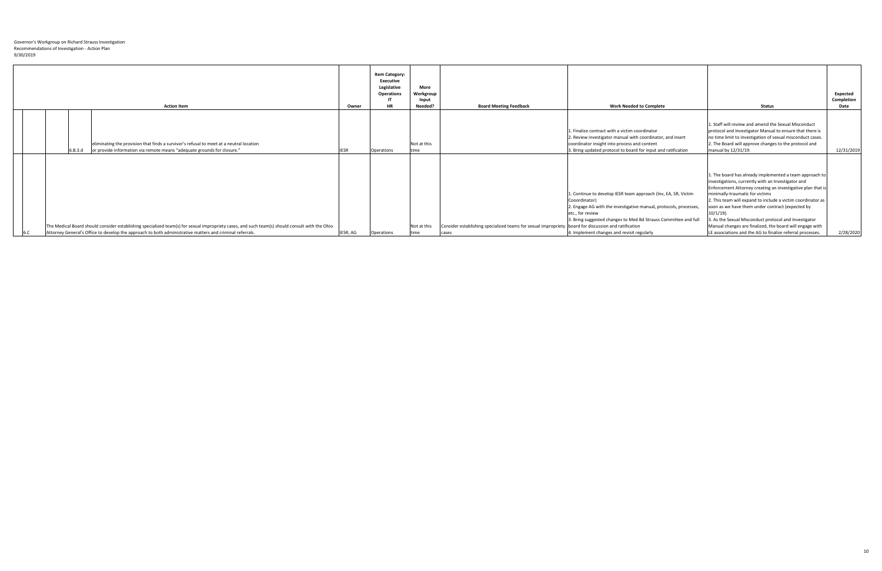Governor's Workgroup on Richard Strauss Investigation
Recommendations of Investigation - Action Plan
9/30/2019

| | | | Action Item | Owner | Item Category: Executive Legislative Operations IT HR | More Workgroup Input Needed? | Board Meeting Feedback | Work Needed to Complete | Status | Expected Completion Date |
|---|---|---|---|---|---|---|---|---|---|---|
| | | 6.B.3.d | eliminating the provision that finds a survivor's refusal to meet at a neutral location or provide information via remote means "adequate grounds for closure." | IESR | Operations | Not at this time | | 1. Finalize contract with a victim coordinator<br>2. Review investigator manual with coordinator, and insert coordinator insight into process and content<br>3. Bring updated protocol to board for input and ratification | 1. Staff will review and amend the Sexual Misconduct protocol and Investigator Manual to ensure that there is no time limit to investigation of sexual misconduct cases.<br>2. The Board will approve changes to the protocol and manual by 12/31/19. | 12/31/2019 |
| 6.C | | | The Medical Board should consider establishing specialized team(s) for sexual impropriety cases, and such team(s) should consult with the Ohio Attorney General's Office to develop the approach to both administrative matters and criminal referrals. | IESR, AG | Operations | Not at this time | Consider establishing specialized teams for sexual impropriety cases | 1. Continue to develop IESR team approach (Inv, EA, SR, Victim Cooordinator)<br>2. Engage AG with the investigative manual, protocols, processes, etc., for review<br>3. Bring suggested changes to Med Bd Strauss Committee and full board for discussion and ratification<br>4. Implement changes and revisit regularly | 1. The board has already implemented a team approach to investigations, currently with an Investigator and Enforcement Attorney creating an investigative plan that is minimally-traumatic for victims<br>2. This team will expand to include a victim coordinator as soon as we have them under contract (expected by 10/1/19).<br>3. As the Sexual Misconduct protocol and Investigator Manual changes are finalized, the board will engage with LE associations and the AG to finalize referral processes. | 2/28/2020 |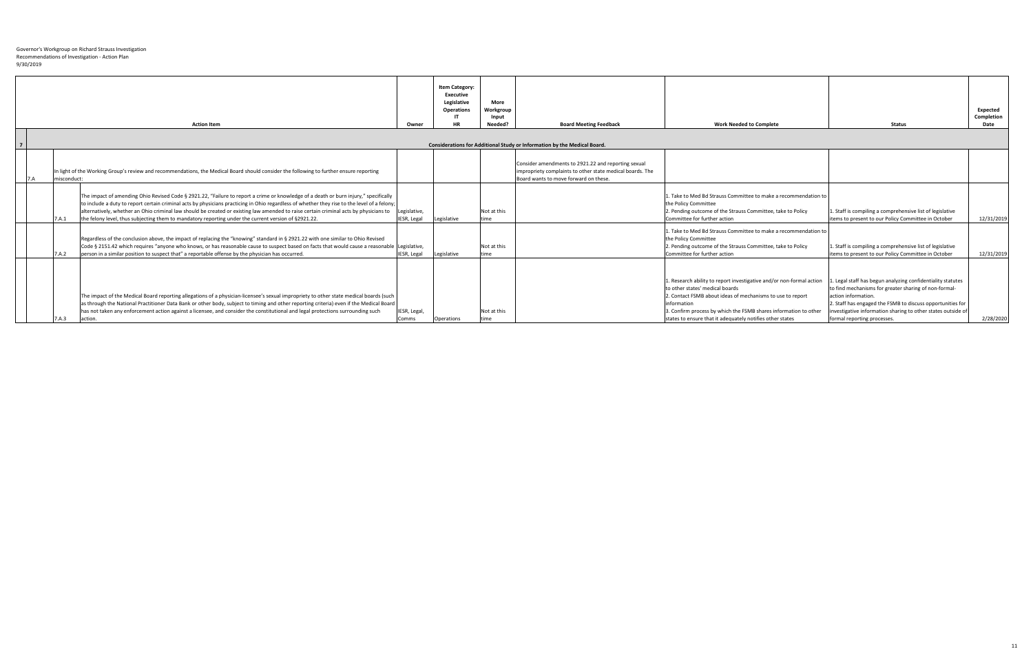Governor's Workgroup on Richard Strauss Investigation
Recommendations of Investigation - Action Plan
9/30/2019

| | | | Action Item | Owner | Item Category: Executive Legislative Operations IT HR | More Workgroup Input Needed? | Board Meeting Feedback | Work Needed to Complete | Status | Expected Completion Date |
|---|---|---|---|---|---|---|---|---|---|---|
| 7 | | | Considerations for Additional Study or Information by the Medical Board. | | | | | | | |
| | 7.A | | In light of the Working Group's review and recommendations, the Medical Board should consider the following to further ensure reporting misconduct: | | | | Consider amendments to 2921.22 and reporting sexual impropriety complaints to other state medical boards. The Board wants to move forward on these. | | | |
| | | 7.A.1 | The impact of amending Ohio Revised Code § 2921.22, "Failure to report a crime or knowledge of a death or burn injury," specifically to include a duty to report certain criminal acts by physicians practicing in Ohio regardless of whether they rise to the level of a felony; alternatively, whether an Ohio criminal law should be created or existing law amended to raise certain criminal acts by physicians to the felony level, thus subjecting them to mandatory reporting under the current version of §2921.22. | Legislative, IESR, Legal | Legislative | Not at this time | | 1. Take to Med Bd Strauss Committee to make a recommendation to the Policy Committee<br>2. Pending outcome of the Strauss Committee, take to Policy Committee for further action | 1. Staff is compiling a comprehensive list of legislative items to present to our Policy Committee in October | 12/31/2019 |
| | | 7.A.2 | Regardless of the conclusion above, the impact of replacing the "knowing" standard in § 2921.22 with one similar to Ohio Revised Code § 2151.42 which requires "anyone who knows, or has reasonable cause to suspect based on facts that would cause a reasonable person in a similar position to suspect that" a reportable offense by the physician has occurred. | Legislative, IESR, Legal | Legislative | Not at this time | | 1. Take to Med Bd Strauss Committee to make a recommendation to the Policy Committee<br>2. Pending outcome of the Strauss Committee, take to Policy Committee for further action | 1. Staff is compiling a comprehensive list of legislative items to present to our Policy Committee in October | 12/31/2019 |
| | | 7.A.3 | The impact of the Medical Board reporting allegations of a physician-licensee's sexual impropriety to other state medical boards (such as through the National Practitioner Data Bank or other body, subject to timing and other reporting criteria) even if the Medical Board has not taken any enforcement action against a licensee, and consider the constitutional and legal protections surrounding such action. | IESR, Legal, Comms | Operations | Not at this time | | 1. Research ability to report investigative and/or non-formal action to other states' medical boards<br>2. Contact FSMB about ideas of mechanisms to use to report information<br>3. Confirm process by which the FSMB shares information to other states to ensure that it adequately notifies other states | 1. Legal staff has begun analyzing confidentiality statutes to find mechanisms for greater sharing of non-formal-action information.<br>2. Staff has engaged the FSMB to discuss opportunities for investigative information sharing to other states outside of formal reporting processes. | 2/28/2020 |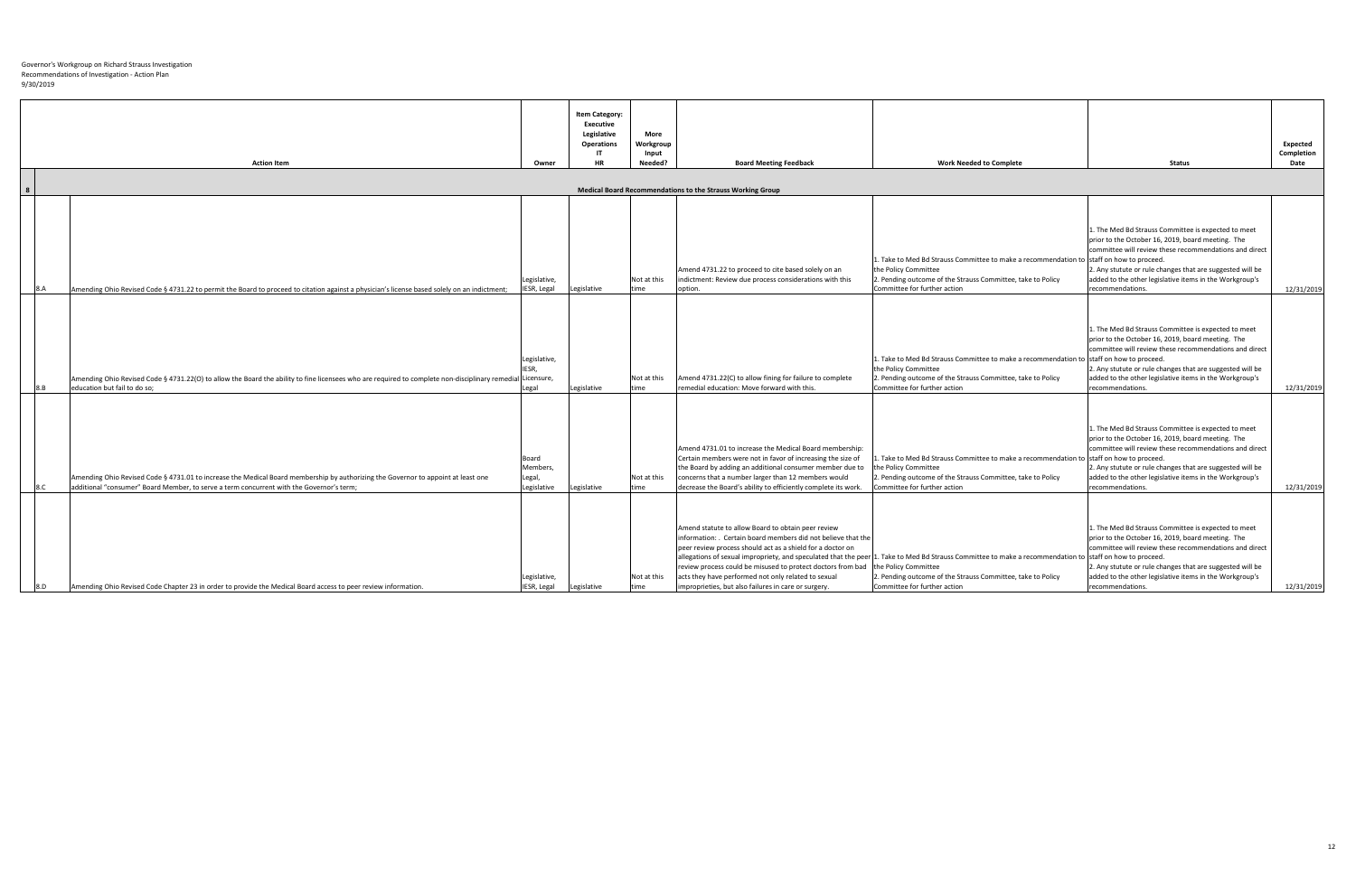Governor's Workgroup on Richard Strauss Investigation
Recommendations of Investigation - Action Plan
9/30/2019

| | | Action Item | Owner | Item Category: Executive Legislative Operations IT HR | More Workgroup Input Needed? | Board Meeting Feedback | Work Needed to Complete | Status | Expected Completion Date |
|---|---|---|---|---|---|---|---|---|---|
| 8 | | Medical Board Recommendations to the Strauss Working Group | | | | | | | |
| | 8.A | Amending Ohio Revised Code § 4731.22 to permit the Board to proceed to citation against a physician's license based solely on an indictment; | Legislative, IESR, Legal | Legislative | Not at this time | Amend 4731.22 to proceed to cite based solely on an indictment: Review due process considerations with this option. | 1. Take to Med Bd Strauss Committee to make a recommendation to the Policy Committee<br>2. Pending outcome of the Strauss Committee, take to Policy Committee for further action | 1. The Med Bd Strauss Committee is expected to meet prior to the October 16, 2019, board meeting. The committee will review these recommendations and direct staff on how to proceed.<br>2. Any stutute or rule changes that are suggested will be added to the other legislative items in the Workgroup's recommendations. | 12/31/2019 |
| | 8.B | Amending Ohio Revised Code § 4731.22(O) to allow the Board the ability to fine licensees who are required to complete non-disciplinary remedial education but fail to do so; | Legislative, IESR, Licensure, Legal | Legislative | Not at this time | Amend 4731.22(C) to allow fining for failure to complete remedial education: Move forward with this. | 1. Take to Med Bd Strauss Committee to make a recommendation to the Policy Committee<br>2. Pending outcome of the Strauss Committee, take to Policy Committee for further action | 1. The Med Bd Strauss Committee is expected to meet prior to the October 16, 2019, board meeting. The committee will review these recommendations and direct staff on how to proceed.<br>2. Any stutute or rule changes that are suggested will be added to the other legislative items in the Workgroup's recommendations. | 12/31/2019 |
| | 8.C | Amending Ohio Revised Code § 4731.01 to increase the Medical Board membership by authorizing the Governor to appoint at least one additional "consumer" Board Member, to serve a term concurrent with the Governor's term; | Board Members, Legal, Legislative | Legislative | Not at this time | Amend 4731.01 to increase the Medical Board membership: Certain members were not in favor of increasing the size of the Board by adding an additional consumer member due to concerns that a number larger than 12 members would decrease the Board's ability to efficiently complete its work. | 1. Take to Med Bd Strauss Committee to make a recommendation to the Policy Committee<br>2. Pending outcome of the Strauss Committee, take to Policy Committee for further action | 1. The Med Bd Strauss Committee is expected to meet prior to the October 16, 2019, board meeting. The committee will review these recommendations and direct staff on how to proceed.<br>2. Any stutute or rule changes that are suggested will be added to the other legislative items in the Workgroup's recommendations. | 12/31/2019 |
| | 8.D | Amending Ohio Revised Code Chapter 23 in order to provide the Medical Board access to peer review information. | Legislative, IESR, Legal | Legislative | Not at this time | Amend statute to allow Board to obtain peer review information: . Certain board members did not believe that the peer review process should act as a shield for a doctor on allegations of sexual impropriety, and speculated that the peer review process could be misused to protect doctors from bad acts they have performed not only related to sexual improprieties, but also failures in care or surgery. | 1. Take to Med Bd Strauss Committee to make a recommendation to the Policy Committee<br>2. Pending outcome of the Strauss Committee, take to Policy Committee for further action | 1. The Med Bd Strauss Committee is expected to meet prior to the October 16, 2019, board meeting. The committee will review these recommendations and direct staff on how to proceed.<br>2. Any stutute or rule changes that are suggested will be added to the other legislative items in the Workgroup's recommendations. | 12/31/2019 |